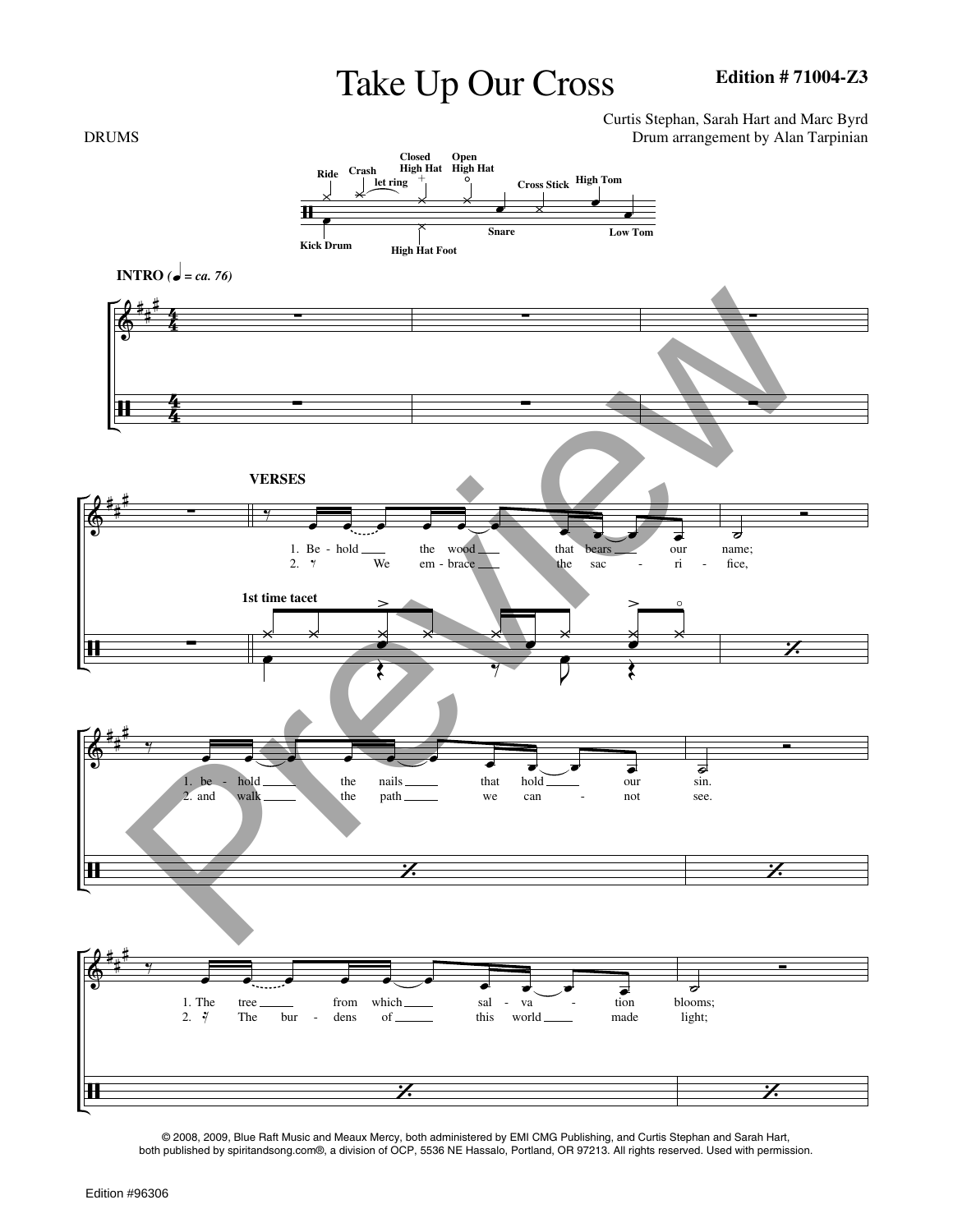# Take Up Our Cross

**Edition # 71004-Z3**

DRUMS

Curtis Stephan, Sarah Hart and Marc Byrd
Drum arrangement by Alan Tarpinian

Ride, Crash (let ring), Closed High Hat, Open High Hat, Cross Stick, High Tom, Kick Drum, High Hat Foot, Snare, Low Tom

**INTRO** *(♩ = ca. 76)*

**VERSES**

**1st time tacet**

1. Be - hold the wood that bears our name;
2. We em - brace the sac - ri - fice,

1. be - hold the nails that hold our sin.
2. and walk the path we can - not see.

1. The tree from which sal - va - tion blooms;
2. The bur - dens of this world made light;

© 2008, 2009, Blue Raft Music and Meaux Mercy, both administered by EMI CMG Publishing, and Curtis Stephan and Sarah Hart, both published by spiritandsong.com®, a division of OCP, 5536 NE Hassalo, Portland, OR 97213. All rights reserved. Used with permission.

Edition #96306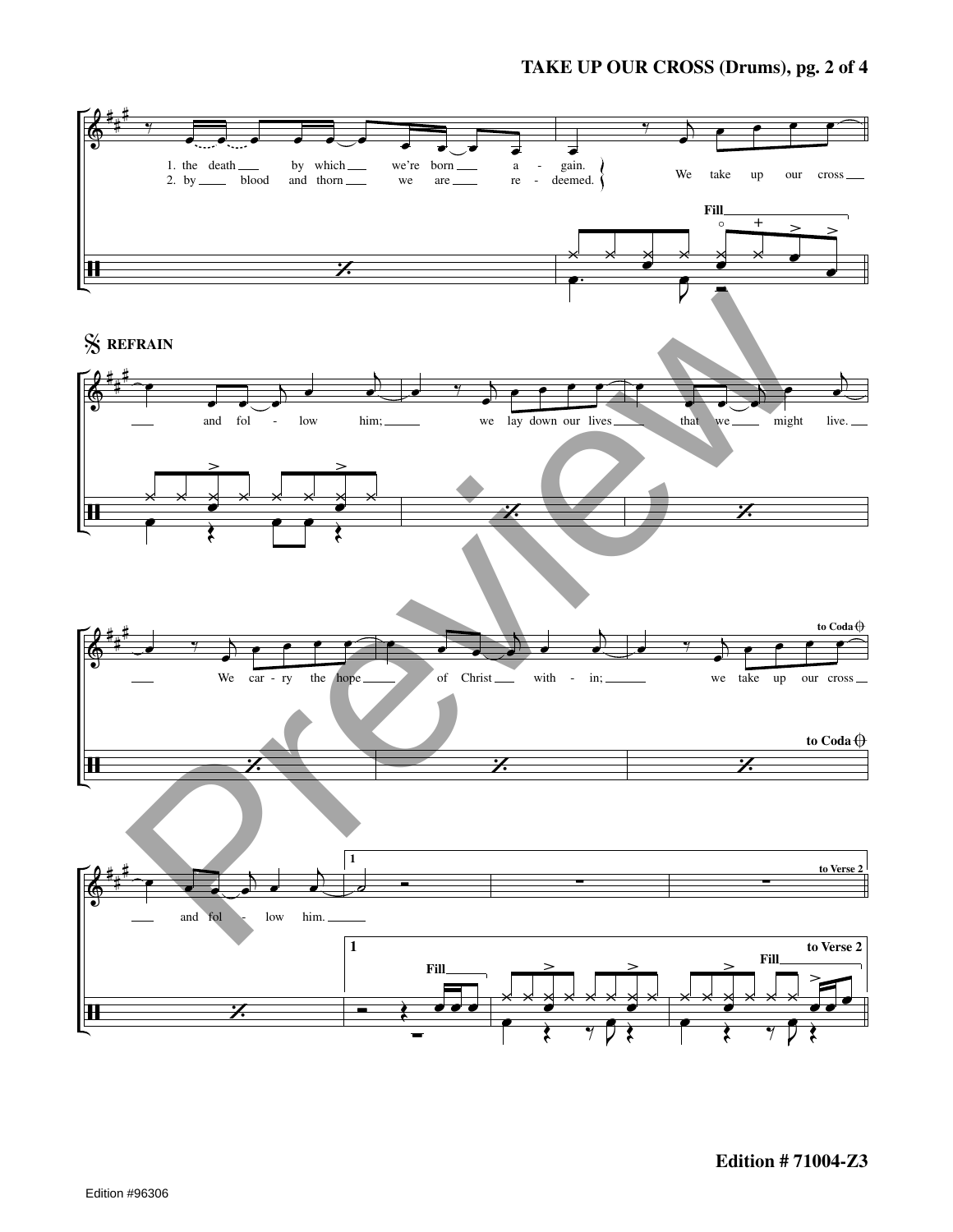1. the death by which we're born a - gain.
2. by blood and thorn we are re - deemed.

We take up our cross

Fill

REFRAIN

and fol - low him; we lay down our lives that we might live.

We car - ry the hope of Christ with - in; we take up our cross

to Coda

and fol - low him.

1

Fill

Fill

to Verse 2

Edition # 71004-Z3

Edition #96306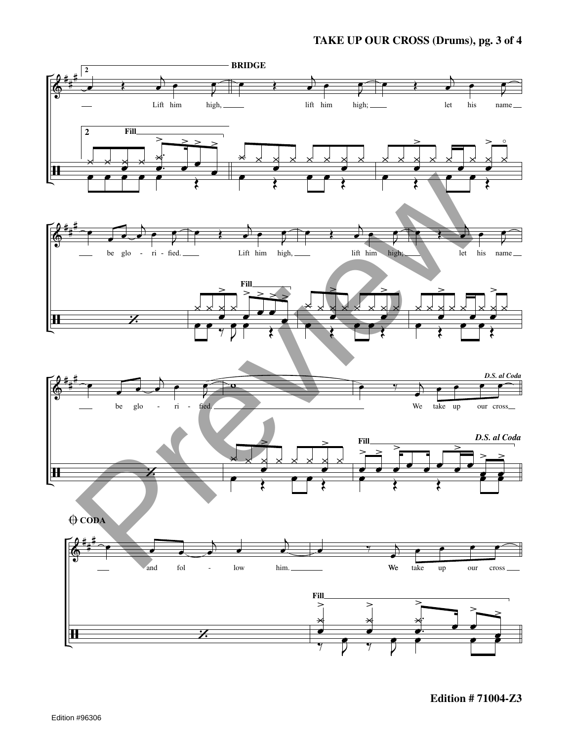**BRIDGE**

Lift him high, lift him high; let his name be glo - ri - fied. Lift him high, lift him high; let his name be glo - ri - fied. We take up our cross

*D.S. al Coda*

**CODA**

and fol - low him. We take up our cross

Edition # 71004-Z3

Edition #96306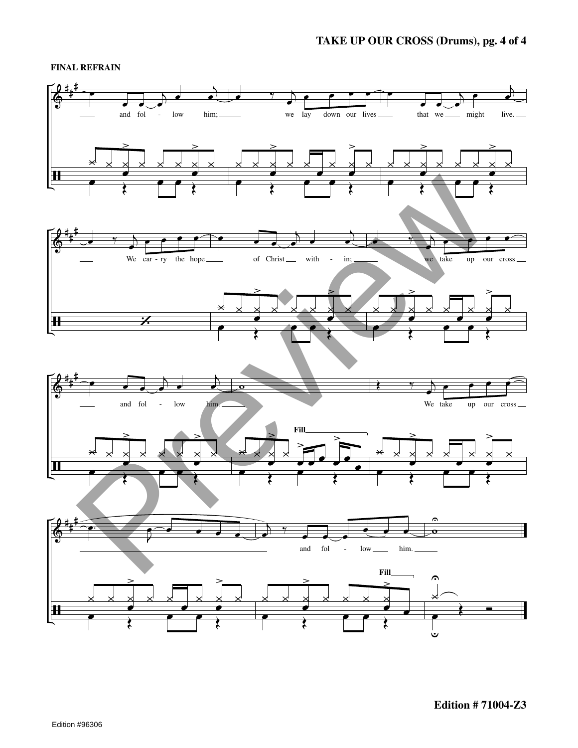**FINAL REFRAIN**

and fol - low him; we lay down our lives that we might live.

We car - ry the hope of Christ with - in; we take up our cross

and fol - low him. We take up our cross

Fill

and fol - low him.

Fill

Edition # 71004-Z3

Edition #96306